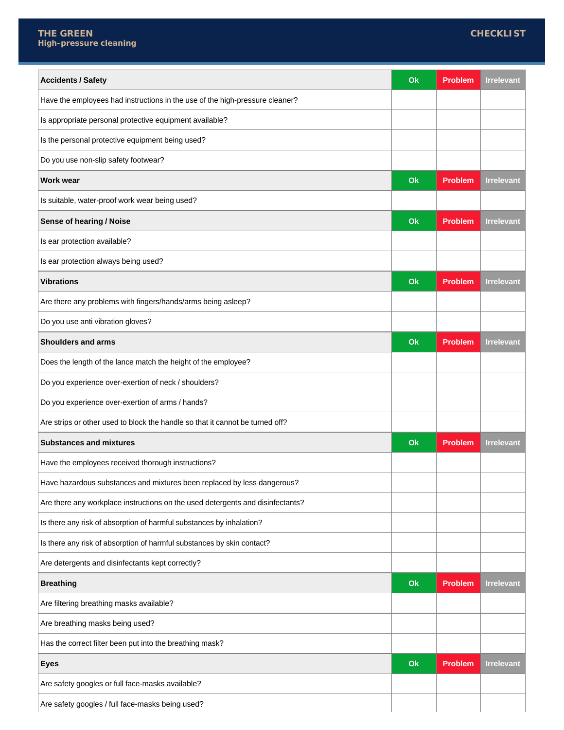**THE GREEN**
**High-pressure cleaning**

**CHECKLIST**

| Accidents / Safety | Ok | Problem | Irrelevant |
|---|---|---|---|
| Have the employees had instructions in the use of the high-pressure cleaner? | | | |
| Is appropriate personal protective equipment available? | | | |
| Is the personal protective equipment being used? | | | |
| Do you use non-slip safety footwear? | | | |
| **Work wear** | **Ok** | **Problem** | **Irrelevant** |
| Is suitable, water-proof work wear being used? | | | |
| **Sense of hearing / Noise** | **Ok** | **Problem** | **Irrelevant** |
| Is ear protection available? | | | |
| Is ear protection always being used? | | | |
| **Vibrations** | **Ok** | **Problem** | **Irrelevant** |
| Are there any problems with fingers/hands/arms being asleep? | | | |
| Do you use anti vibration gloves? | | | |
| **Shoulders and arms** | **Ok** | **Problem** | **Irrelevant** |
| Does the length of the lance match the height of the employee? | | | |
| Do you experience over-exertion of neck / shoulders? | | | |
| Do you experience over-exertion of arms / hands? | | | |
| Are strips or other used to block the handle so that it cannot be turned off? | | | |
| **Substances and mixtures** | **Ok** | **Problem** | **Irrelevant** |
| Have the employees received thorough instructions? | | | |
| Have hazardous substances and mixtures been replaced by less dangerous? | | | |
| Are there any workplace instructions on the used detergents and disinfectants? | | | |
| Is there any risk of absorption of harmful substances by inhalation? | | | |
| Is there any risk of absorption of harmful substances by skin contact? | | | |
| Are detergents and disinfectants kept correctly? | | | |
| **Breathing** | **Ok** | **Problem** | **Irrelevant** |
| Are filtering breathing masks available? | | | |
| Are breathing masks being used? | | | |
| Has the correct filter been put into the breathing mask? | | | |
| **Eyes** | **Ok** | **Problem** | **Irrelevant** |
| Are safety googles or full face-masks available? | | | |
| Are safety googles / full face-masks being used? | | | |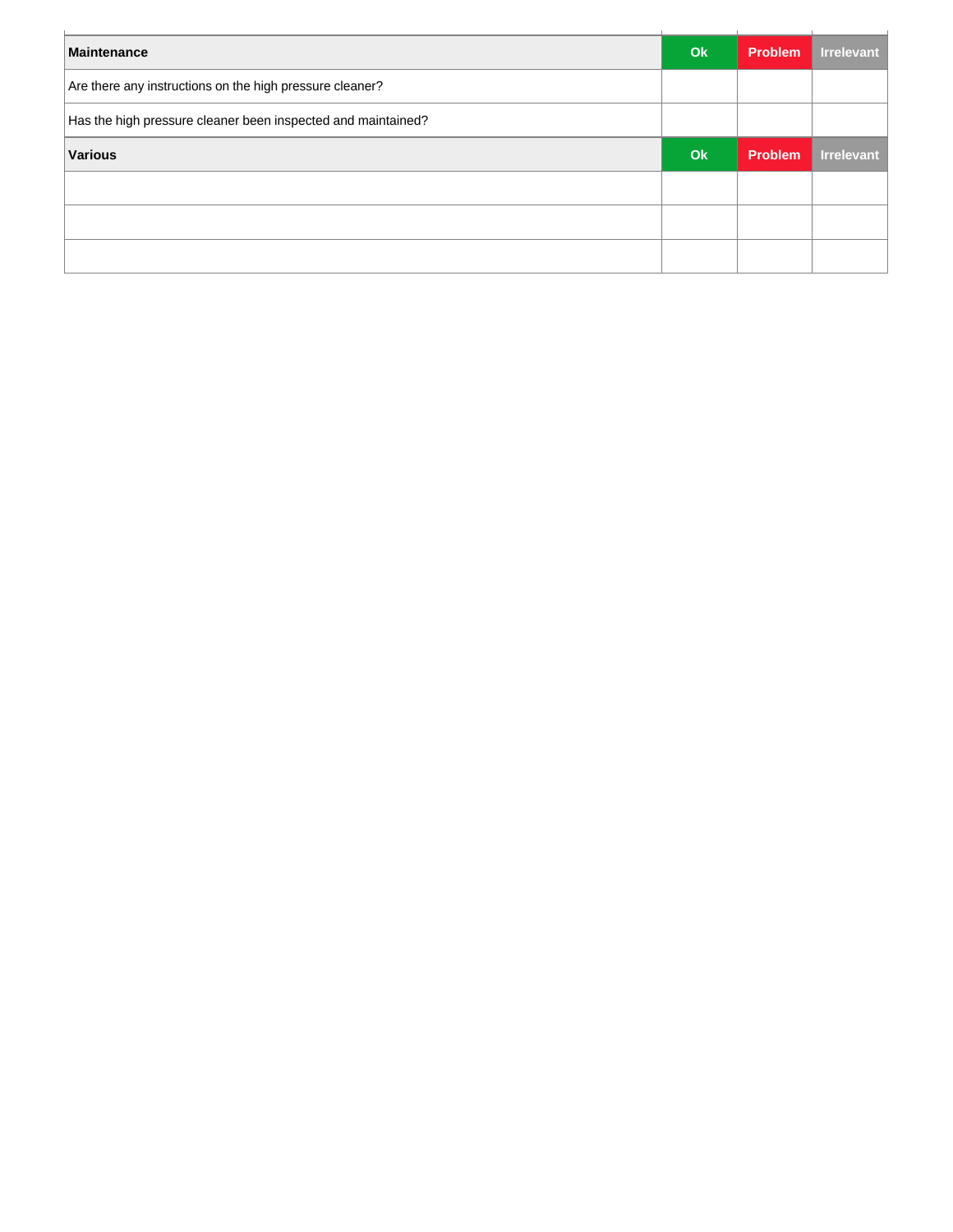| Maintenance | Ok | Problem | Irrelevant |
|---|---|---|---|
| Are there any instructions on the high pressure cleaner? | | | |
| Has the high pressure cleaner been inspected and maintained? | | | |
| **Various** | **Ok** | **Problem** | **Irrelevant** |
| | | | |
| | | | |
| | | | |